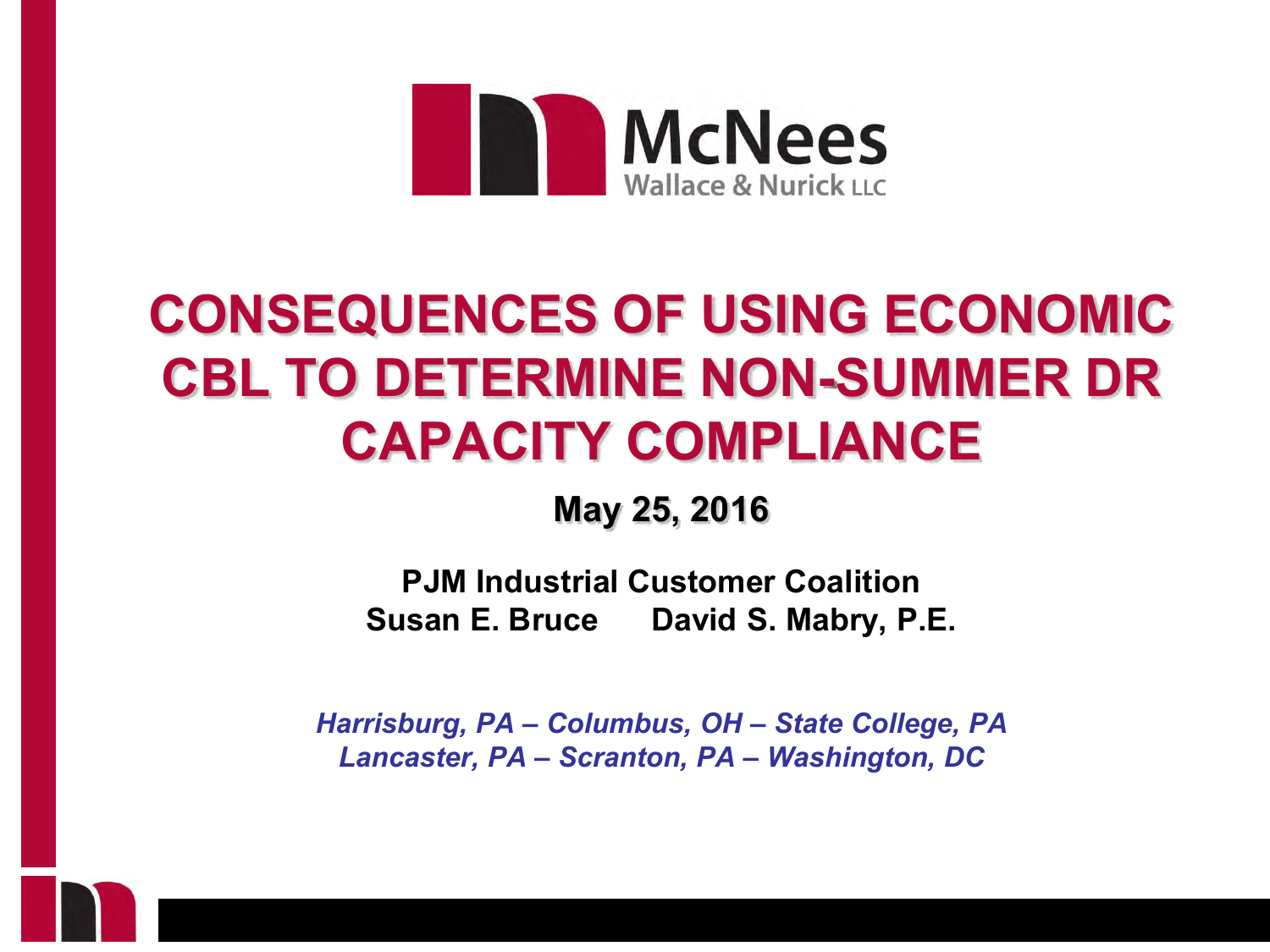McNees
Wallace & Nurick LLC

# CONSEQUENCES OF USING ECONOMIC CBL TO DETERMINE NON-SUMMER DR CAPACITY COMPLIANCE

**May 25, 2016**

**PJM Industrial Customer Coalition**
**Susan E. Bruce David S. Mabry, P.E.**

***Harrisburg, PA – Columbus, OH – State College, PA***
***Lancaster, PA – Scranton, PA – Washington, DC***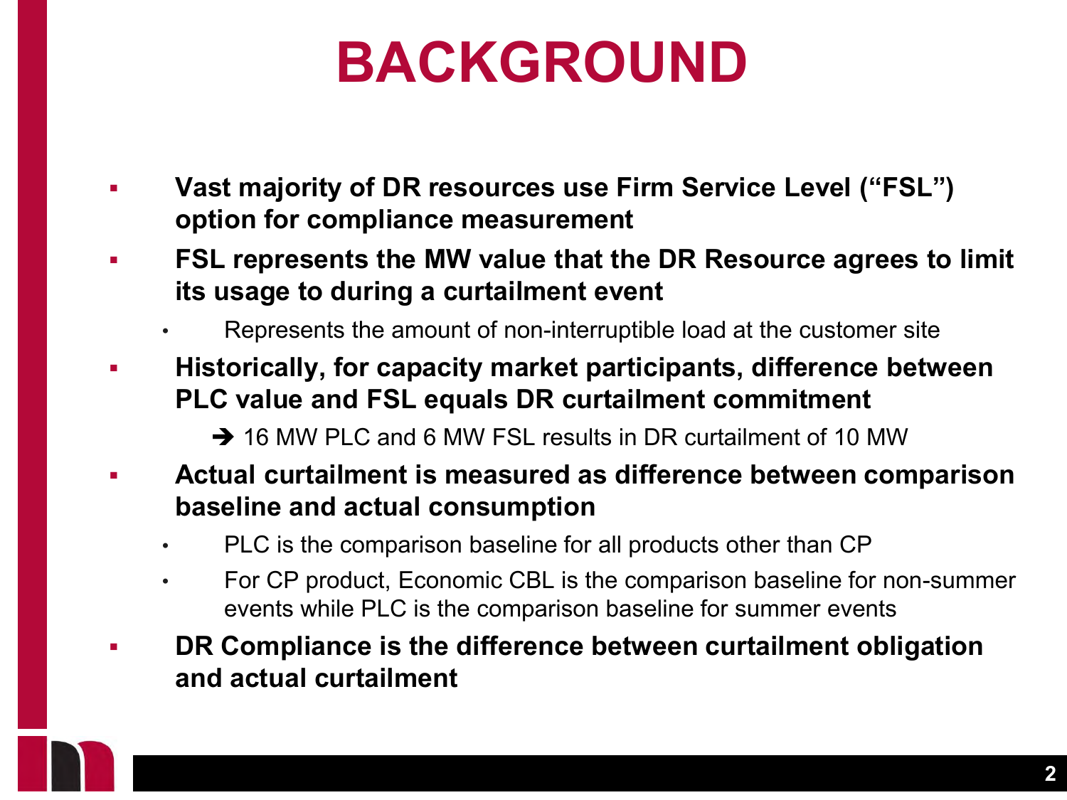# BACKGROUND

- **Vast majority of DR resources use Firm Service Level ("FSL") option for compliance measurement**
- **FSL represents the MW value that the DR Resource agrees to limit its usage to during a curtailment event**
  - Represents the amount of non-interruptible load at the customer site
- **Historically, for capacity market participants, difference between PLC value and FSL equals DR curtailment commitment**
  - ➔ 16 MW PLC and 6 MW FSL results in DR curtailment of 10 MW
- **Actual curtailment is measured as difference between comparison baseline and actual consumption**
  - PLC is the comparison baseline for all products other than CP
  - For CP product, Economic CBL is the comparison baseline for non-summer events while PLC is the comparison baseline for summer events
- **DR Compliance is the difference between curtailment obligation and actual curtailment**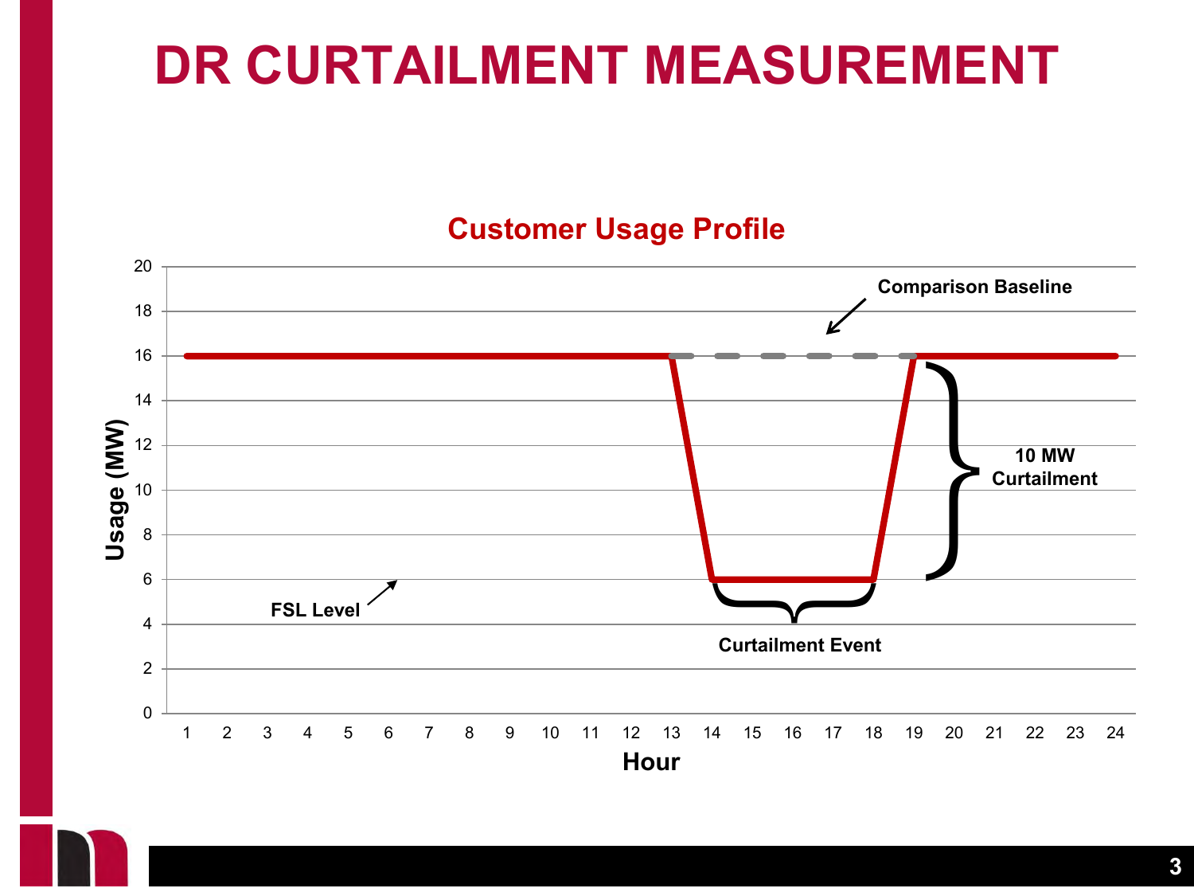# DR CURTAILMENT MEASUREMENT

**Customer Usage Profile**

Usage (MW)

20
18
16
14
12
10
8
6
4
2
0

Hour

1 2 3 4 5 6 7 8 9 10 11 12 13 14 15 16 17 18 19 20 21 22 23 24

Comparison Baseline

10 MW Curtailment

FSL Level

Curtailment Event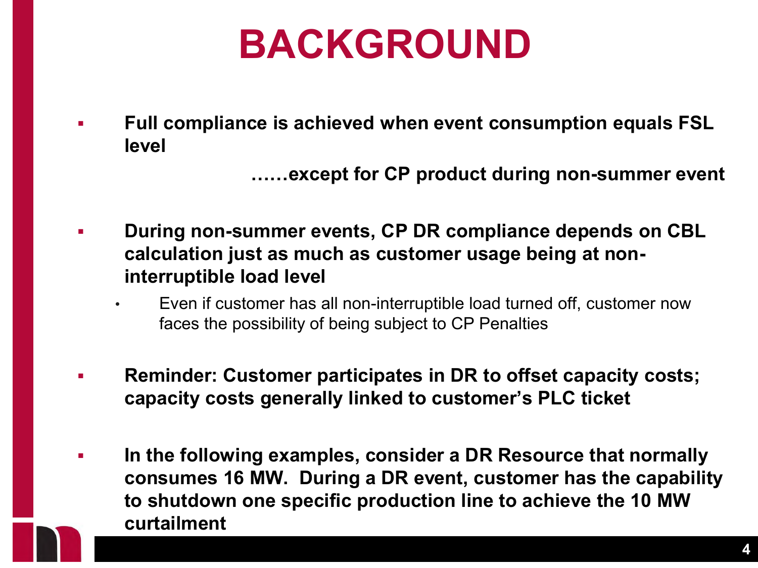# BACKGROUND

- **Full compliance is achieved when event consumption equals FSL level**

  **……except for CP product during non-summer event**

- **During non-summer events, CP DR compliance depends on CBL calculation just as much as customer usage being at non-interruptible load level**
  - Even if customer has all non-interruptible load turned off, customer now faces the possibility of being subject to CP Penalties

- **Reminder: Customer participates in DR to offset capacity costs; capacity costs generally linked to customer's PLC ticket**

- **In the following examples, consider a DR Resource that normally consumes 16 MW. During a DR event, customer has the capability to shutdown one specific production line to achieve the 10 MW curtailment**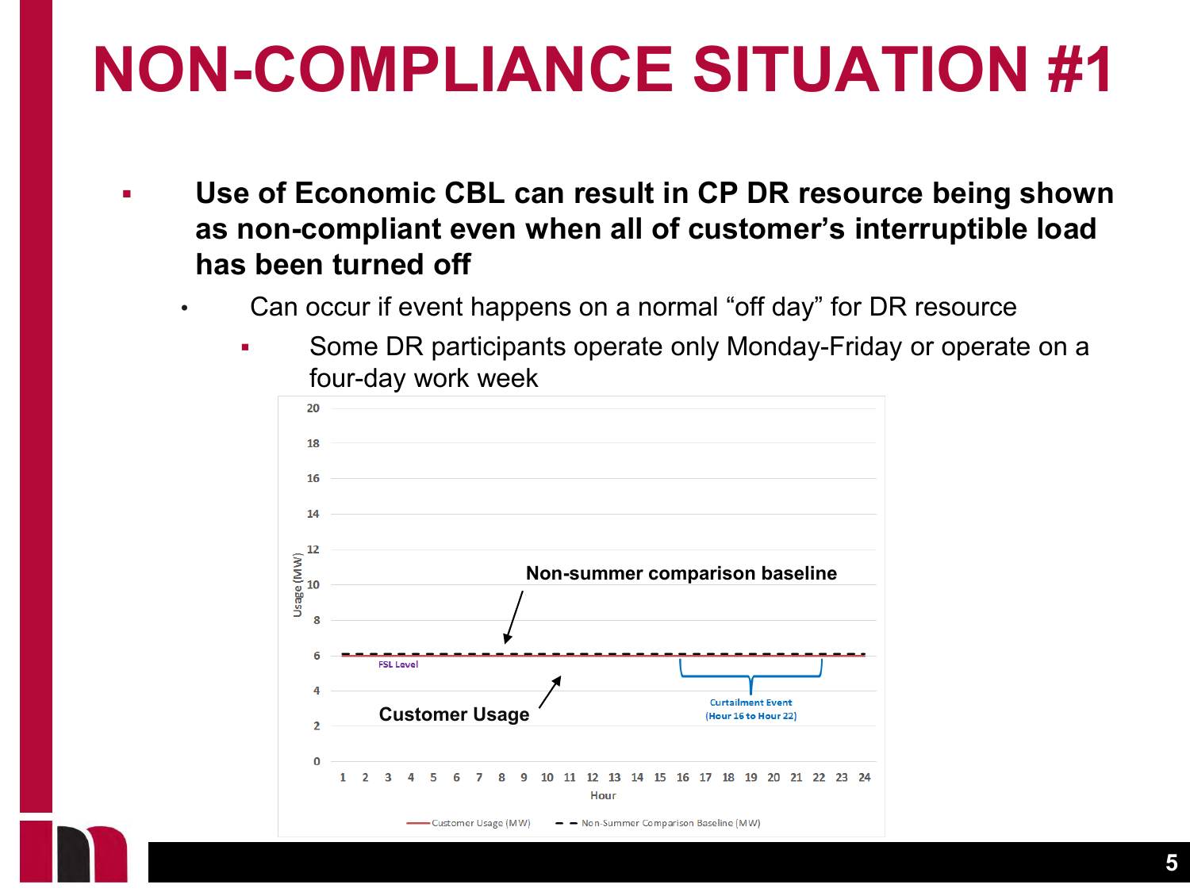# NON-COMPLIANCE SITUATION #1

- **Use of Economic CBL can result in CP DR resource being shown as non-compliant even when all of customer's interruptible load has been turned off**
  - Can occur if event happens on a normal "off day" for DR resource
    - Some DR participants operate only Monday-Friday or operate on a four-day work week

Usage (MW)

20
18
16
14
12
10
8
6
4
2
0

Non-summer comparison baseline

FSL Level

Customer Usage

Curtailment Event
(Hour 16 to Hour 22)

1 2 3 4 5 6 7 8 9 10 11 12 13 14 15 16 17 18 19 20 21 22 23 24

Hour

Customer Usage (MW) — Non-Summer Comparison Baseline (MW)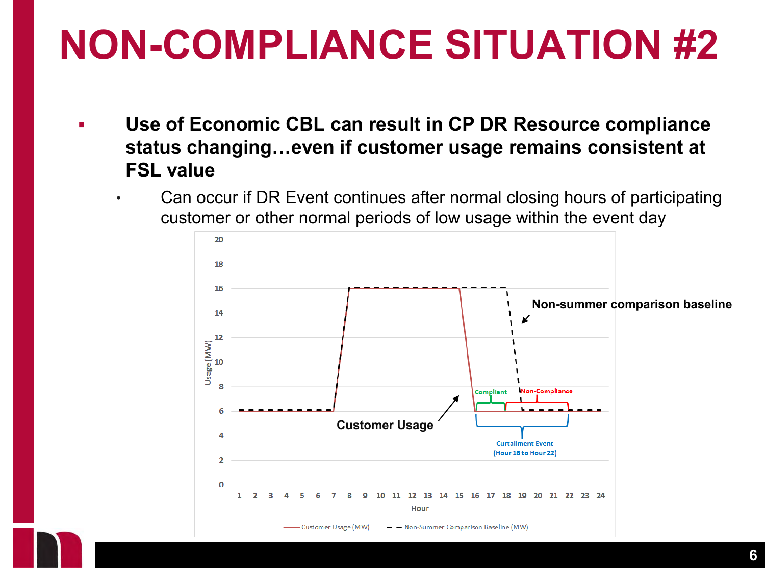# NON-COMPLIANCE SITUATION #2

- **Use of Economic CBL can result in CP DR Resource compliance status changing…even if customer usage remains consistent at FSL value**
  - Can occur if DR Event continues after normal closing hours of participating customer or other normal periods of low usage within the event day

Non-summer comparison baseline

Customer Usage

Compliant

Non-Compliance

Curtailment Event
(Hour 16 to Hour 22)

Usage (MW)

20
18
16
14
12
10
8
6
4
2
0

1 2 3 4 5 6 7 8 9 10 11 12 13 14 15 16 17 18 19 20 21 22 23 24

Hour

Customer Usage (MW)
Non-Summer Comparison Baseline (MW)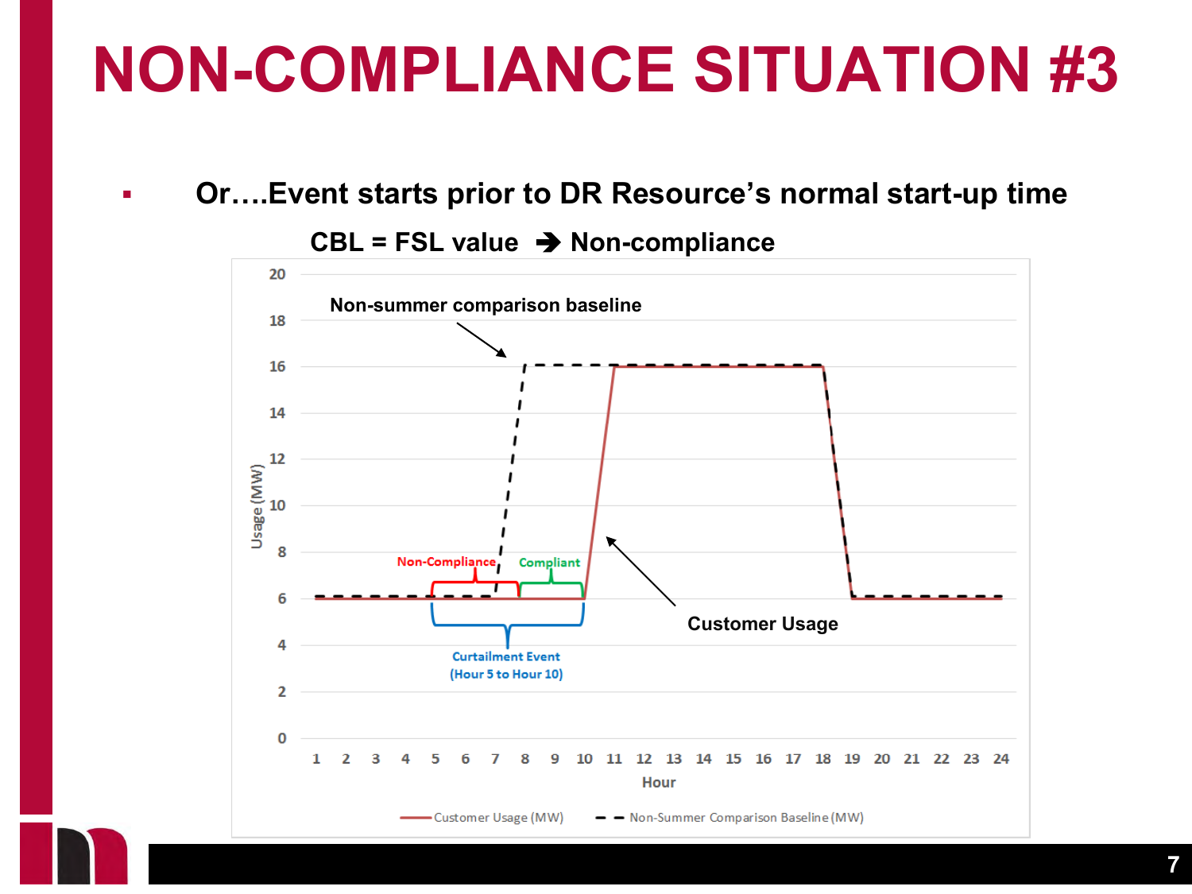# NON-COMPLIANCE SITUATION #3

- Or….Event starts prior to DR Resource's normal start-up time

  **CBL = FSL value ➔ Non-compliance**

Non-summer comparison baseline

Non-Compliance

Compliant

Curtailment Event (Hour 5 to Hour 10)

Customer Usage

Usage (MW)

Hour

Customer Usage (MW)

Non-Summer Comparison Baseline (MW)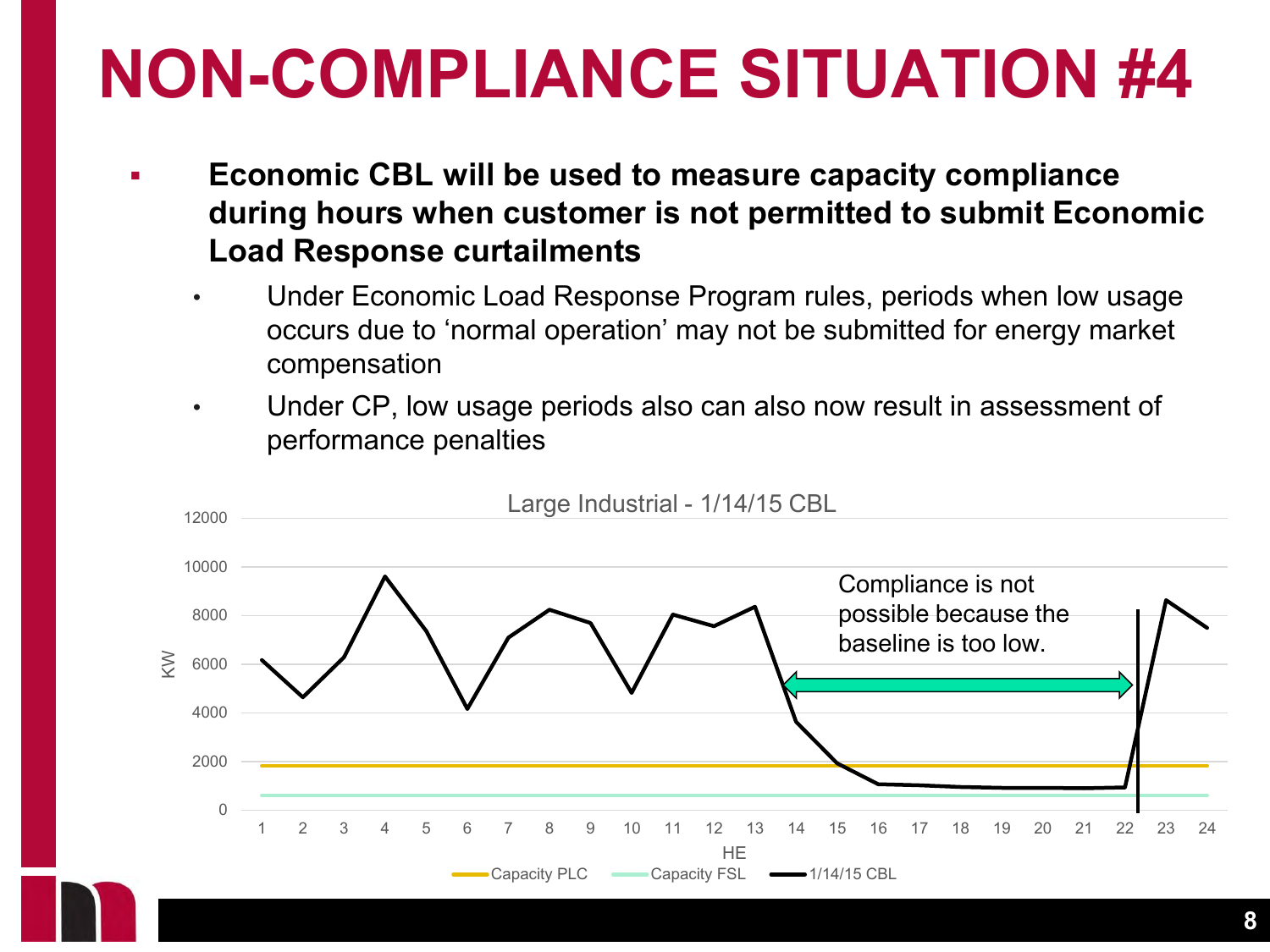# NON-COMPLIANCE SITUATION #4

- **Economic CBL will be used to measure capacity compliance during hours when customer is not permitted to submit Economic Load Response curtailments**
  - Under Economic Load Response Program rules, periods when low usage occurs due to 'normal operation' may not be submitted for energy market compensation
  - Under CP, low usage periods also can also now result in assessment of performance penalties

Large Industrial - 1/14/15 CBL

KW

12000
10000
8000
6000
4000
2000
0

1 2 3 4 5 6 7 8 9 10 11 12 13 14 15 16 17 18 19 20 21 22 23 24

HE

Compliance is not possible because the baseline is too low.

Capacity PLC   Capacity FSL   1/14/15 CBL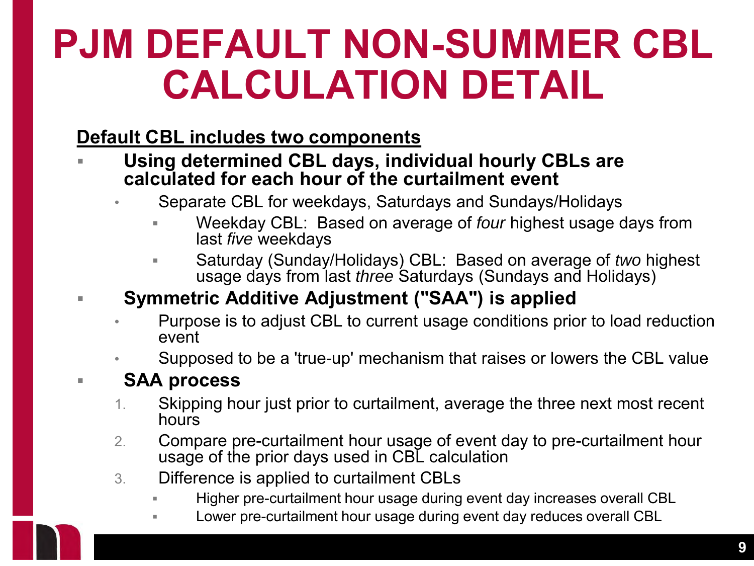# PJM DEFAULT NON-SUMMER CBL CALCULATION DETAIL

<u>**Default CBL includes two components**</u>

- **Using determined CBL days, individual hourly CBLs are calculated for each hour of the curtailment event**
  - Separate CBL for weekdays, Saturdays and Sundays/Holidays
    - Weekday CBL: Based on average of *four* highest usage days from last *five* weekdays
    - Saturday (Sunday/Holidays) CBL: Based on average of *two* highest usage days from last *three* Saturdays (Sundays and Holidays)
- **Symmetric Additive Adjustment ("SAA") is applied**
  - Purpose is to adjust CBL to current usage conditions prior to load reduction event
  - Supposed to be a 'true-up' mechanism that raises or lowers the CBL value
- **SAA process**
  1. Skipping hour just prior to curtailment, average the three next most recent hours
  2. Compare pre-curtailment hour usage of event day to pre-curtailment hour usage of the prior days used in CBL calculation
  3. Difference is applied to curtailment CBLs
     - Higher pre-curtailment hour usage during event day increases overall CBL
     - Lower pre-curtailment hour usage during event day reduces overall CBL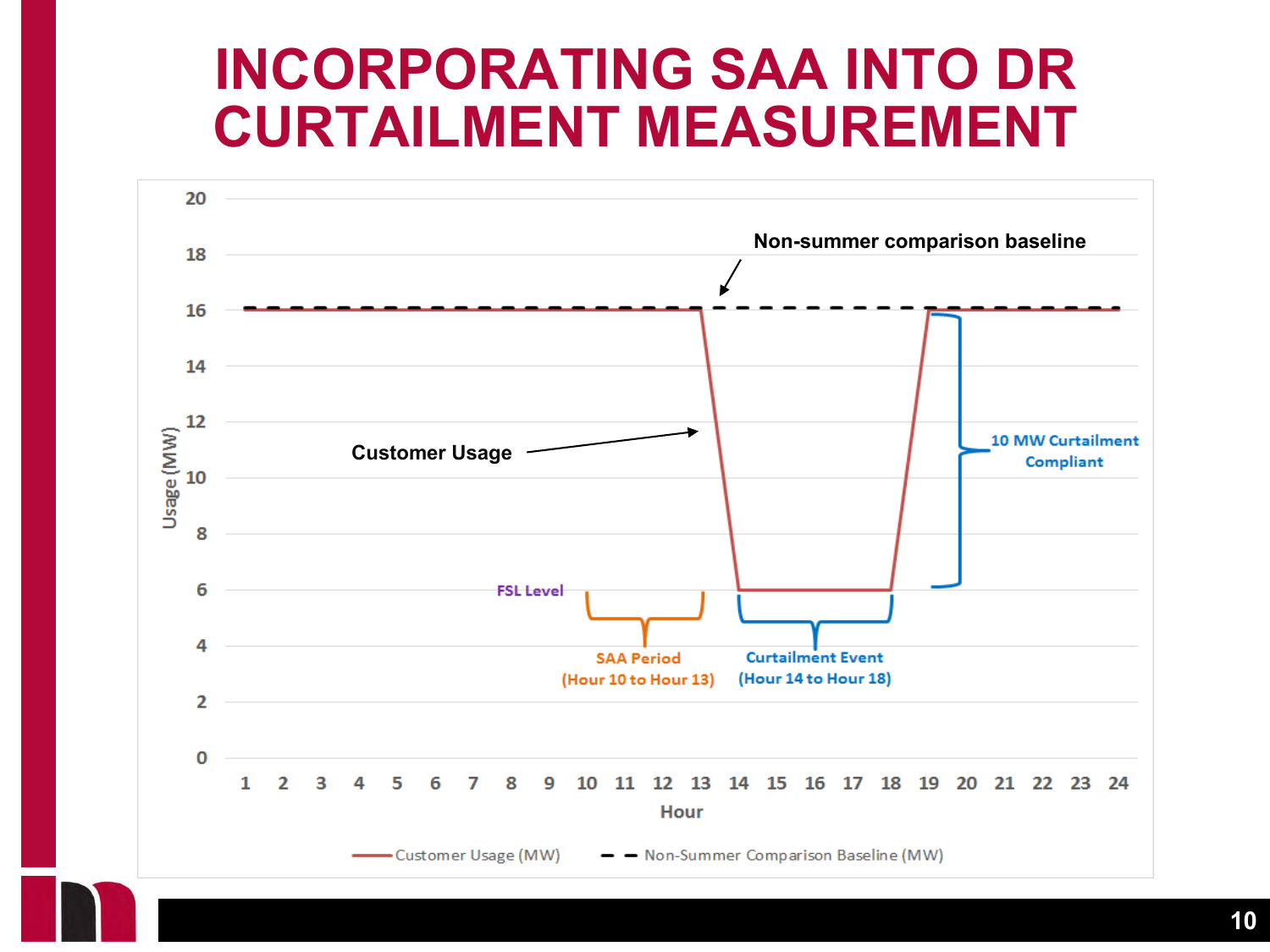# INCORPORATING SAA INTO DR CURTAILMENT MEASUREMENT

Non-summer comparison baseline

Customer Usage

10 MW Curtailment Compliant

FSL Level

SAA Period (Hour 10 to Hour 13)

Curtailment Event (Hour 14 to Hour 18)

Usage (MW)

20
18
16
14
12
10
8
6
4
2
0

1 2 3 4 5 6 7 8 9 10 11 12 13 14 15 16 17 18 19 20 21 22 23 24

Hour

Customer Usage (MW)

Non-Summer Comparison Baseline (MW)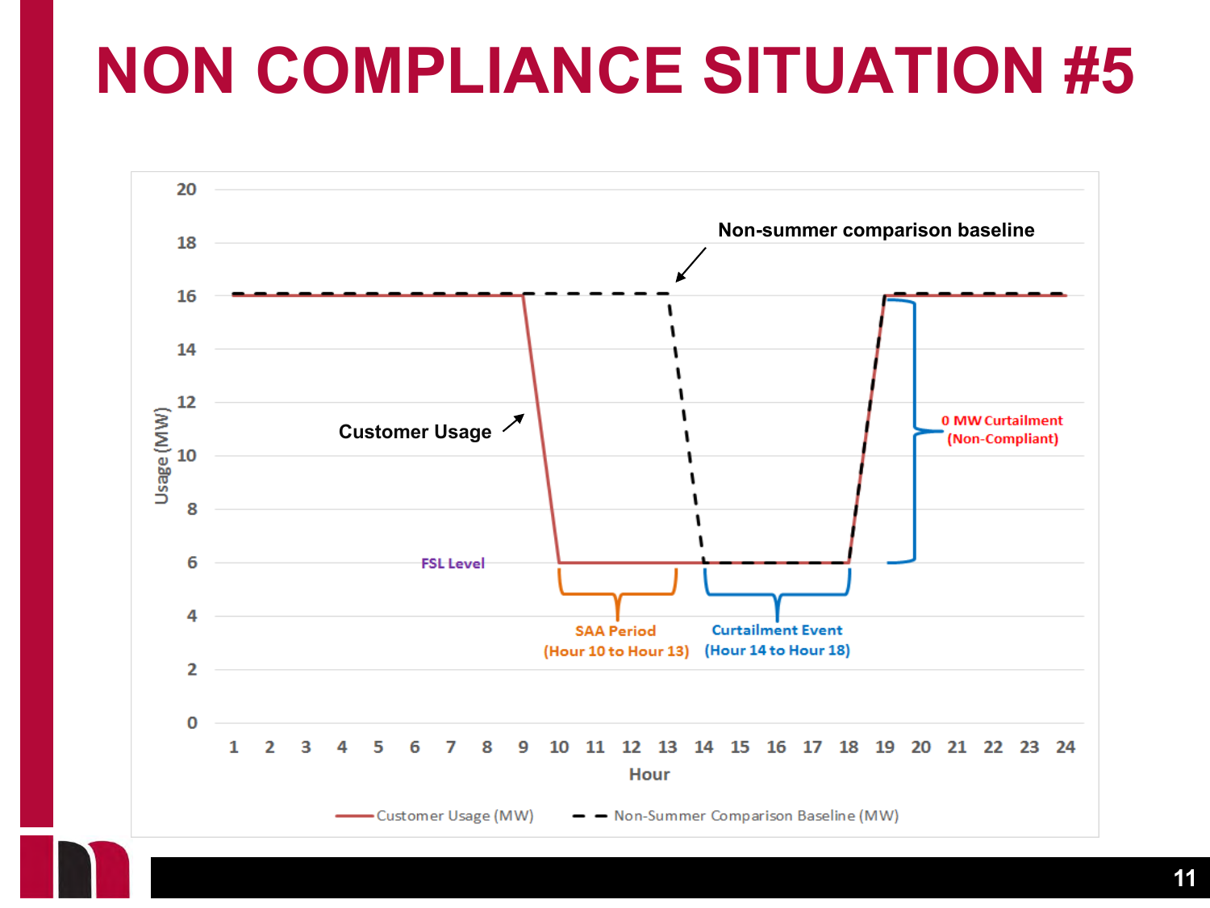# NON COMPLIANCE SITUATION #5

Non-summer comparison baseline

Customer Usage

FSL Level

SAA Period
(Hour 10 to Hour 13)

Curtailment Event
(Hour 14 to Hour 18)

0 MW Curtailment
(Non-Compliant)

Usage (MW)

20
18
16
14
12
10
8
6
4
2
0

1 2 3 4 5 6 7 8 9 10 11 12 13 14 15 16 17 18 19 20 21 22 23 24

Hour

Customer Usage (MW)
Non-Summer Comparison Baseline (MW)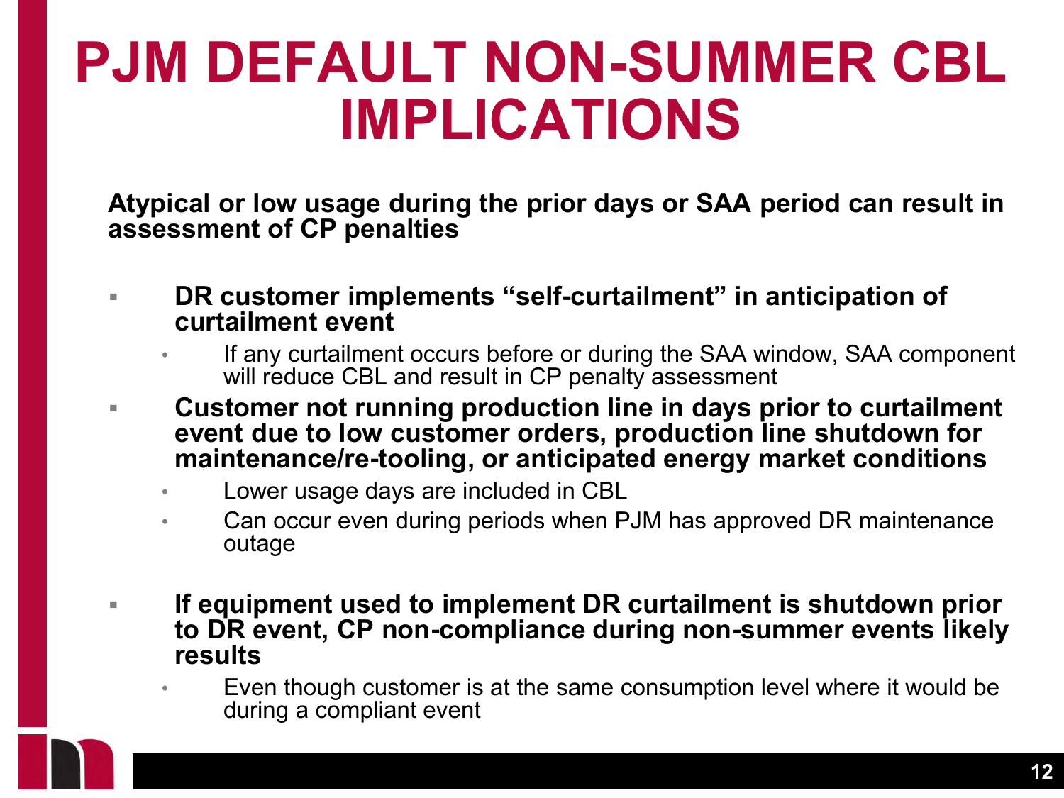# PJM DEFAULT NON-SUMMER CBL IMPLICATIONS

**Atypical or low usage during the prior days or SAA period can result in assessment of CP penalties**

- **DR customer implements “self-curtailment” in anticipation of curtailment event**
  - If any curtailment occurs before or during the SAA window, SAA component will reduce CBL and result in CP penalty assessment
- **Customer not running production line in days prior to curtailment event due to low customer orders, production line shutdown for maintenance/re-tooling, or anticipated energy market conditions**
  - Lower usage days are included in CBL
  - Can occur even during periods when PJM has approved DR maintenance outage
- **If equipment used to implement DR curtailment is shutdown prior to DR event, CP non-compliance during non-summer events likely results**
  - Even though customer is at the same consumption level where it would be during a compliant event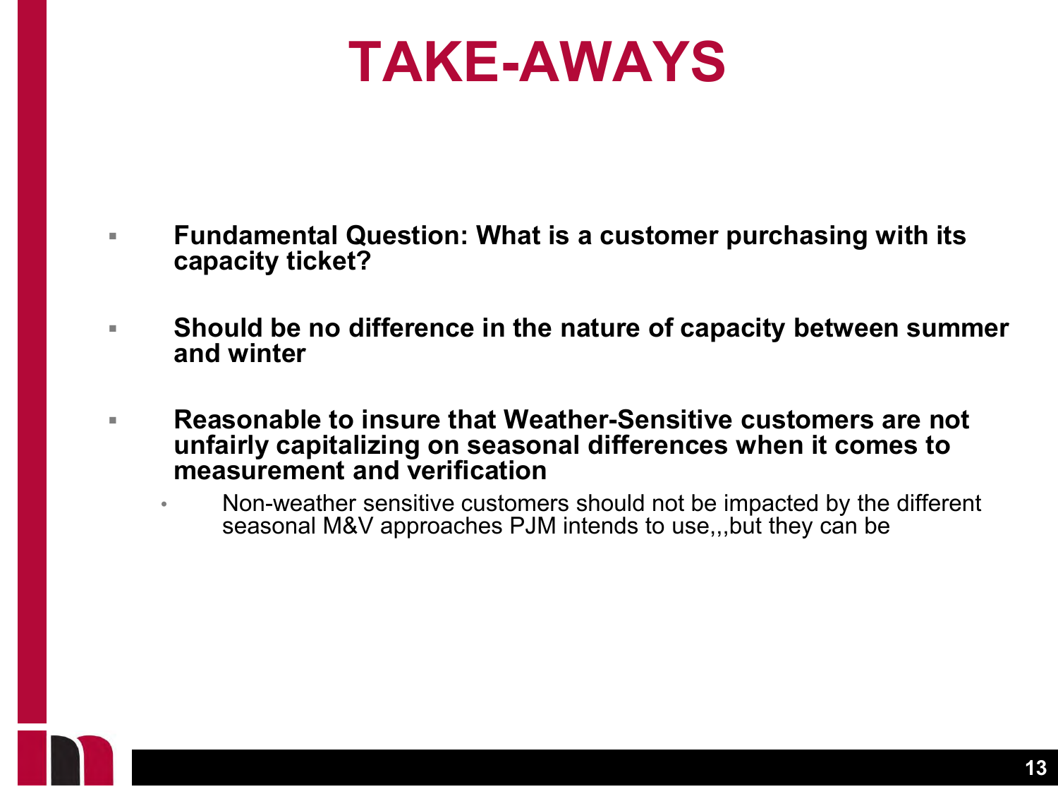# TAKE-AWAYS

- **Fundamental Question: What is a customer purchasing with its capacity ticket?**
- **Should be no difference in the nature of capacity between summer and winter**
- **Reasonable to insure that Weather-Sensitive customers are not unfairly capitalizing on seasonal differences when it comes to measurement and verification**
  - Non-weather sensitive customers should not be impacted by the different seasonal M&V approaches PJM intends to use,,,but they can be